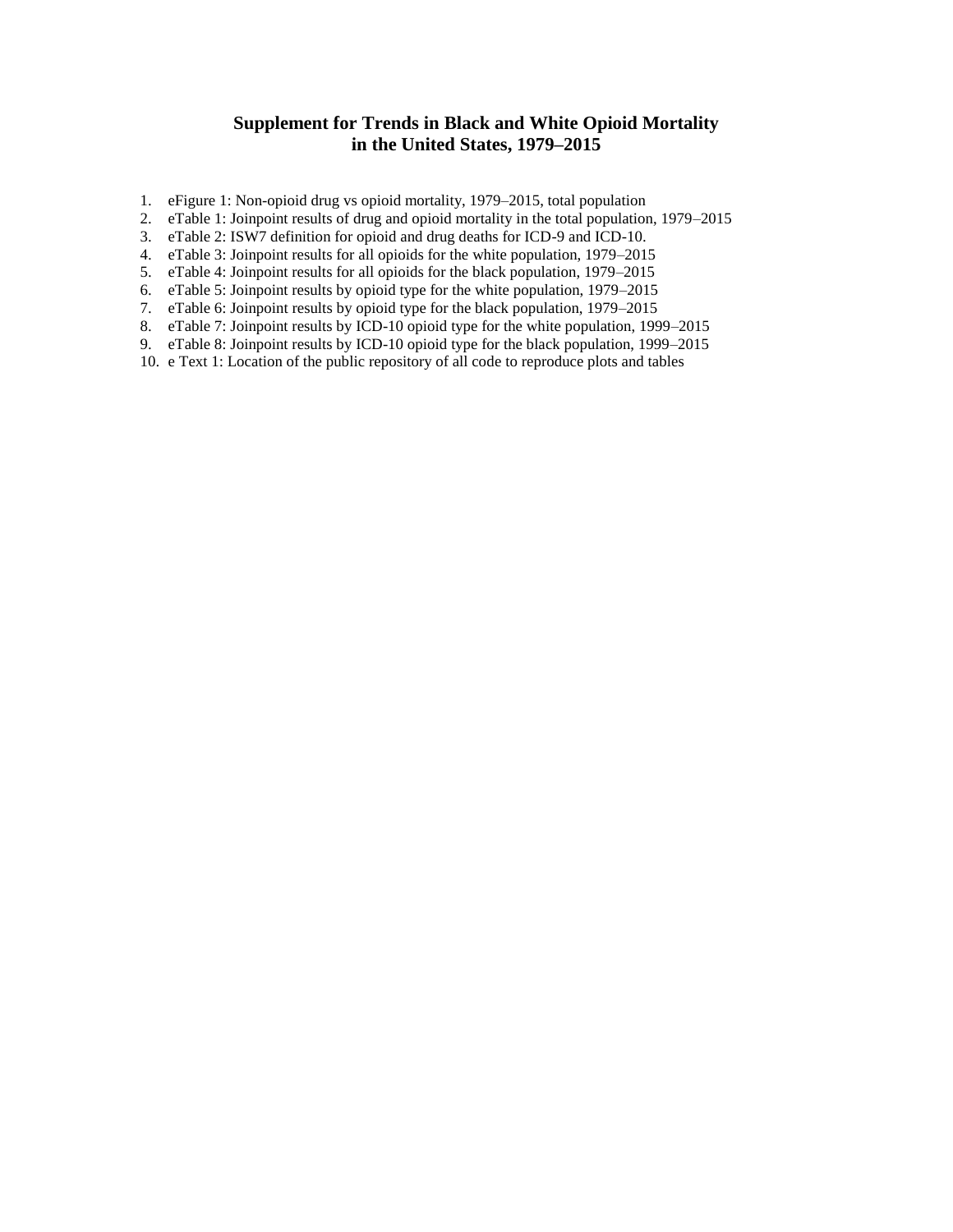# Supplement for Trends in Black and White Opioid Mortality in the United States, 1979–2015

1. eFigure 1: Non-opioid drug vs opioid mortality, 1979–2015, total population
2. eTable 1: Joinpoint results of drug and opioid mortality in the total population, 1979–2015
3. eTable 2: ISW7 definition for opioid and drug deaths for ICD-9 and ICD-10.
4. eTable 3: Joinpoint results for all opioids for the white population, 1979–2015
5. eTable 4: Joinpoint results for all opioids for the black population, 1979–2015
6. eTable 5: Joinpoint results by opioid type for the white population, 1979–2015
7. eTable 6: Joinpoint results by opioid type for the black population, 1979–2015
8. eTable 7: Joinpoint results by ICD-10 opioid type for the white population, 1999–2015
9. eTable 8: Joinpoint results by ICD-10 opioid type for the black population, 1999–2015
10. e Text 1: Location of the public repository of all code to reproduce plots and tables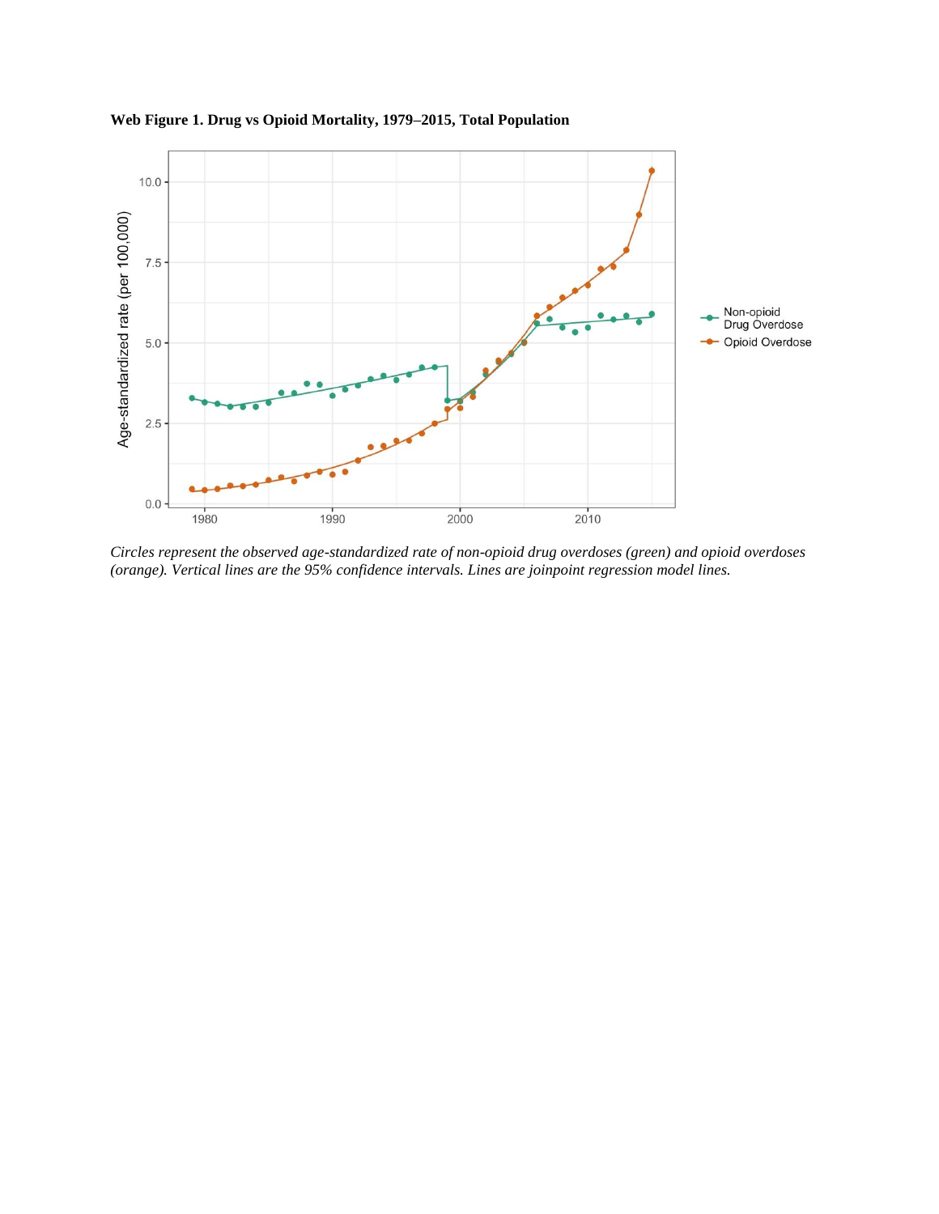**Web Figure 1. Drug vs Opioid Mortality, 1979–2015, Total Population**

*Circles represent the observed age-standardized rate of non-opioid drug overdoses (green) and opioid overdoses (orange). Vertical lines are the 95% confidence intervals. Lines are joinpoint regression model lines.*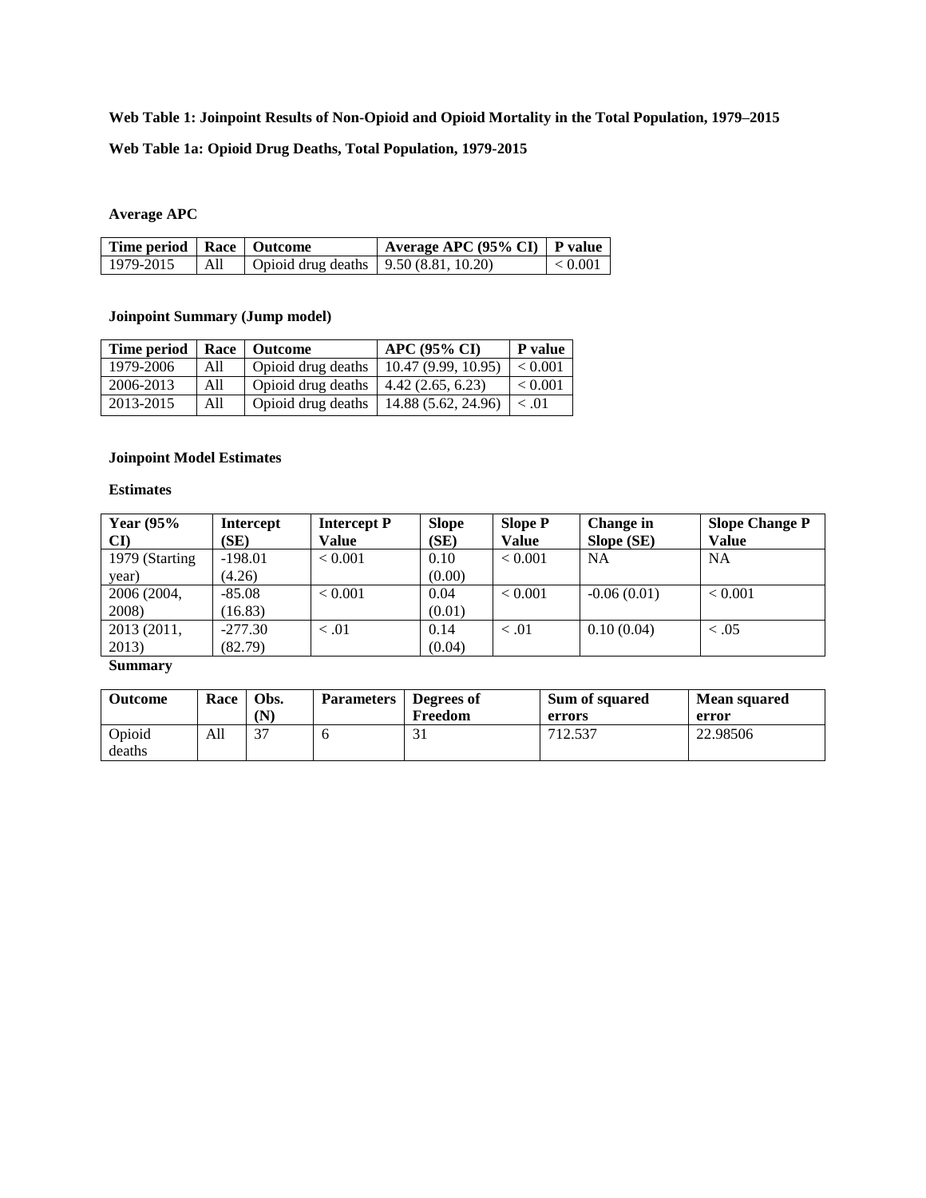**Web Table 1: Joinpoint Results of Non-Opioid and Opioid Mortality in the Total Population, 1979–2015**

**Web Table 1a: Opioid Drug Deaths, Total Population, 1979-2015**

**Average APC**

| Time period | Race | Outcome | Average APC (95% CI) | P value |
|---|---|---|---|---|
| 1979-2015 | All | Opioid drug deaths | 9.50 (8.81, 10.20) | < 0.001 |

**Joinpoint Summary (Jump model)**

| Time period | Race | Outcome | APC (95% CI) | P value |
|---|---|---|---|---|
| 1979-2006 | All | Opioid drug deaths | 10.47 (9.99, 10.95) | < 0.001 |
| 2006-2013 | All | Opioid drug deaths | 4.42 (2.65, 6.23) | < 0.001 |
| 2013-2015 | All | Opioid drug deaths | 14.88 (5.62, 24.96) | < .01 |

**Joinpoint Model Estimates**

**Estimates**

| Year (95% CI) | Intercept (SE) | Intercept P Value | Slope (SE) | Slope P Value | Change in Slope (SE) | Slope Change P Value |
|---|---|---|---|---|---|---|
| 1979 (Starting year) | -198.01 (4.26) | < 0.001 | 0.10 (0.00) | < 0.001 | NA | NA |
| 2006 (2004, 2008) | -85.08 (16.83) | < 0.001 | 0.04 (0.01) | < 0.001 | -0.06 (0.01) | < 0.001 |
| 2013 (2011, 2013) | -277.30 (82.79) | < .01 | 0.14 (0.04) | < .01 | 0.10 (0.04) | < .05 |

**Summary**

| Outcome | Race | Obs. (N) | Parameters | Degrees of Freedom | Sum of squared errors | Mean squared error |
|---|---|---|---|---|---|---|
| Opioid deaths | All | 37 | 6 | 31 | 712.537 | 22.98506 |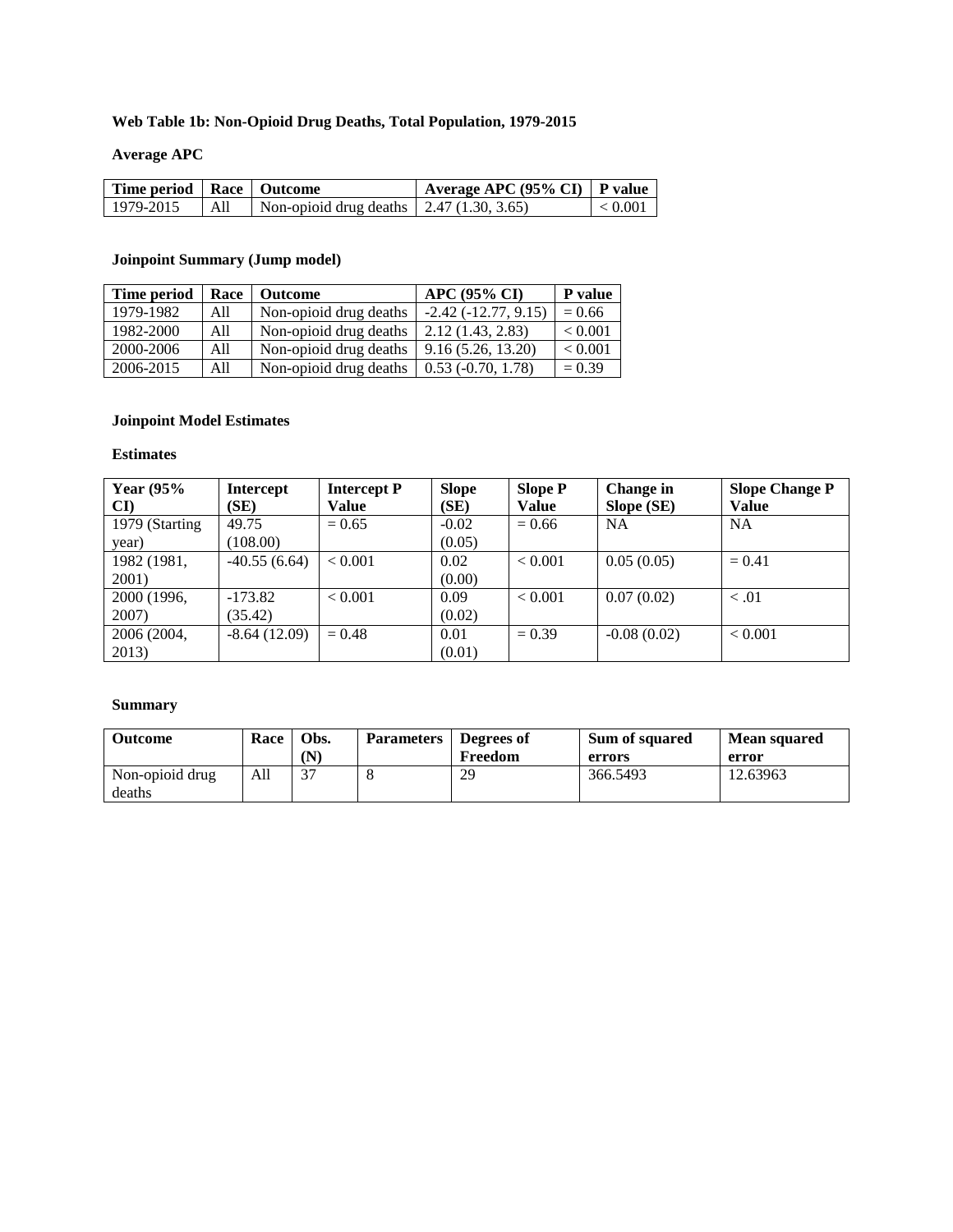**Web Table 1b: Non-Opioid Drug Deaths, Total Population, 1979-2015**

**Average APC**

| Time period | Race | Outcome | Average APC (95% CI) | P value |
|---|---|---|---|---|
| 1979-2015 | All | Non-opioid drug deaths | 2.47 (1.30, 3.65) | < 0.001 |

**Joinpoint Summary (Jump model)**

| Time period | Race | Outcome | APC (95% CI) | P value |
|---|---|---|---|---|
| 1979-1982 | All | Non-opioid drug deaths | -2.42 (-12.77, 9.15) | = 0.66 |
| 1982-2000 | All | Non-opioid drug deaths | 2.12 (1.43, 2.83) | < 0.001 |
| 2000-2006 | All | Non-opioid drug deaths | 9.16 (5.26, 13.20) | < 0.001 |
| 2006-2015 | All | Non-opioid drug deaths | 0.53 (-0.70, 1.78) | = 0.39 |

**Joinpoint Model Estimates**

**Estimates**

| Year (95% CI) | Intercept (SE) | Intercept P Value | Slope (SE) | Slope P Value | Change in Slope (SE) | Slope Change P Value |
|---|---|---|---|---|---|---|
| 1979 (Starting year) | 49.75 (108.00) | = 0.65 | -0.02 (0.05) | = 0.66 | NA | NA |
| 1982 (1981, 2001) | -40.55 (6.64) | < 0.001 | 0.02 (0.00) | < 0.001 | 0.05 (0.05) | = 0.41 |
| 2000 (1996, 2007) | -173.82 (35.42) | < 0.001 | 0.09 (0.02) | < 0.001 | 0.07 (0.02) | < .01 |
| 2006 (2004, 2013) | -8.64 (12.09) | = 0.48 | 0.01 (0.01) | = 0.39 | -0.08 (0.02) | < 0.001 |

**Summary**

| Outcome | Race | Obs. (N) | Parameters | Degrees of Freedom | Sum of squared errors | Mean squared error |
|---|---|---|---|---|---|---|
| Non-opioid drug deaths | All | 37 | 8 | 29 | 366.5493 | 12.63963 |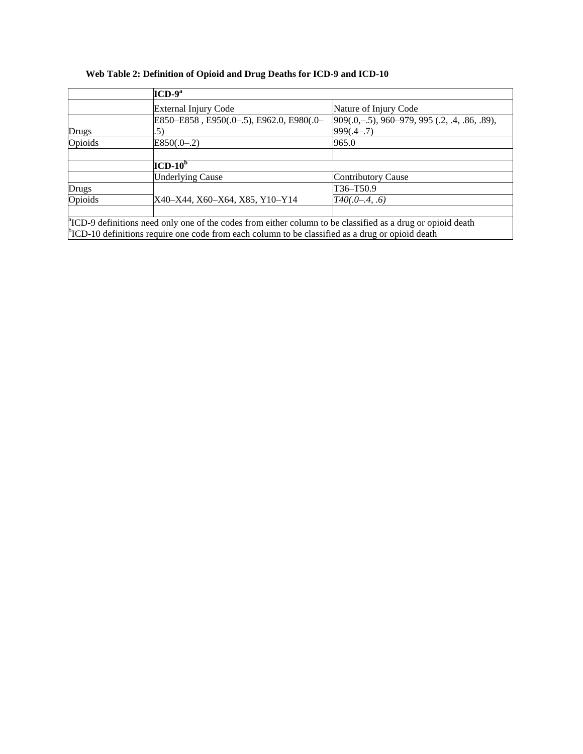**Web Table 2: Definition of Opioid and Drug Deaths for ICD-9 and ICD-10**

| | **ICD-9**[a] | |
|---|---|---|
| | External Injury Code | Nature of Injury Code |
| Drugs | E850–E858 , E950(.0–.5), E962.0, E980(.0–.5) | 909(.0,–.5), 960–979, 995 (.2, .4, .86, .89), 999(.4–.7) |
| Opioids | E850(.0–.2) | 965.0 |
| | | |
| | **ICD-10**[b] | |
| | Underlying Cause | Contributory Cause |
| Drugs | X40–X44, X60–X64, X85, Y10–Y14 | T36–T50.9 |
| Opioids | | *T40(.0–.4, .6)* |
| | | |

[a]ICD-9 definitions need only one of the codes from either column to be classified as a drug or opioid death
[b]ICD-10 definitions require one code from each column to be classified as a drug or opioid death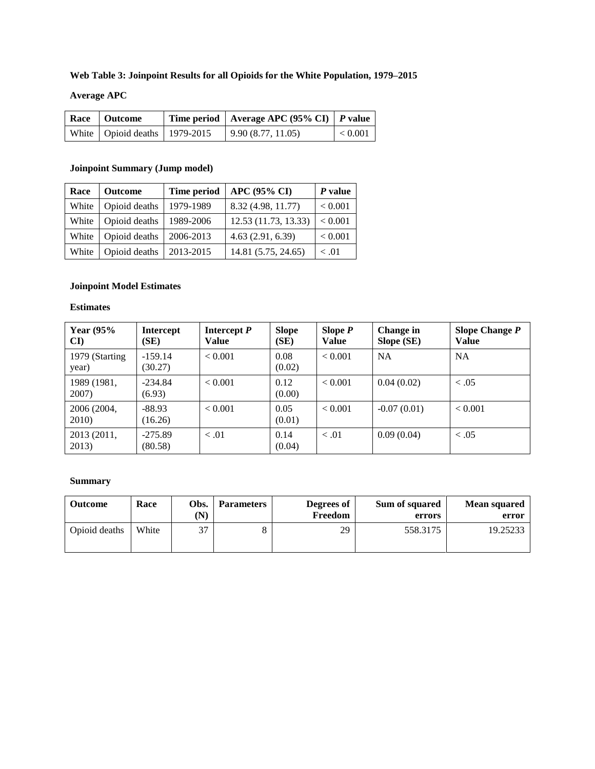**Web Table 3: Joinpoint Results for all Opioids for the White Population, 1979–2015**

**Average APC**

| Race | Outcome | Time period | Average APC (95% CI) | *P* value |
|---|---|---|---|---|
| White | Opioid deaths | 1979-2015 | 9.90 (8.77, 11.05) | < 0.001 |

**Joinpoint Summary (Jump model)**

| Race | Outcome | Time period | APC (95% CI) | *P* value |
|---|---|---|---|---|
| White | Opioid deaths | 1979-1989 | 8.32 (4.98, 11.77) | < 0.001 |
| White | Opioid deaths | 1989-2006 | 12.53 (11.73, 13.33) | < 0.001 |
| White | Opioid deaths | 2006-2013 | 4.63 (2.91, 6.39) | < 0.001 |
| White | Opioid deaths | 2013-2015 | 14.81 (5.75, 24.65) | < .01 |

**Joinpoint Model Estimates**

**Estimates**

| Year (95% CI) | Intercept (SE) | Intercept *P* Value | Slope (SE) | Slope *P* Value | Change in Slope (SE) | Slope Change *P* Value |
|---|---|---|---|---|---|---|
| 1979 (Starting year) | -159.14 (30.27) | < 0.001 | 0.08 (0.02) | < 0.001 | NA | NA |
| 1989 (1981, 2007) | -234.84 (6.93) | < 0.001 | 0.12 (0.00) | < 0.001 | 0.04 (0.02) | < .05 |
| 2006 (2004, 2010) | -88.93 (16.26) | < 0.001 | 0.05 (0.01) | < 0.001 | -0.07 (0.01) | < 0.001 |
| 2013 (2011, 2013) | -275.89 (80.58) | < .01 | 0.14 (0.04) | < .01 | 0.09 (0.04) | < .05 |

**Summary**

| Outcome | Race | Obs. (N) | Parameters | Degrees of Freedom | Sum of squared errors | Mean squared error |
|---|---|---|---|---|---|---|
| Opioid deaths | White | 37 | 8 | 29 | 558.3175 | 19.25233 |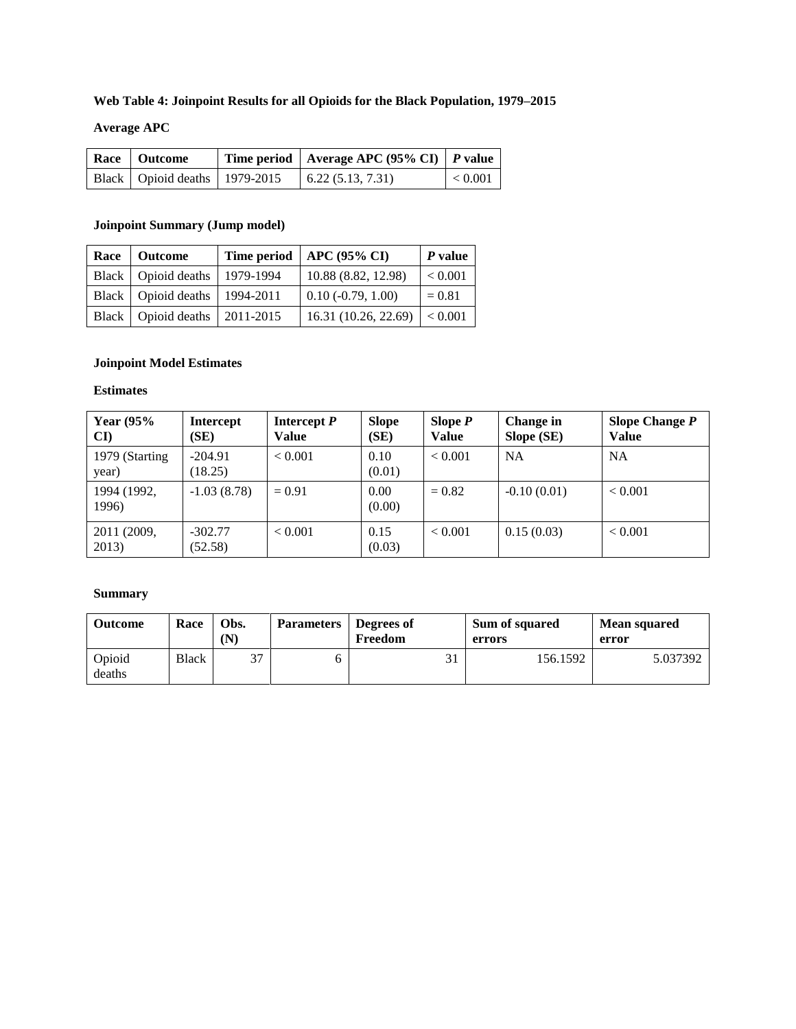**Web Table 4: Joinpoint Results for all Opioids for the Black Population, 1979–2015**

**Average APC**

| Race | Outcome | Time period | Average APC (95% CI) | *P* value |
|---|---|---|---|---|
| Black | Opioid deaths | 1979-2015 | 6.22 (5.13, 7.31) | < 0.001 |

**Joinpoint Summary (Jump model)**

| Race | Outcome | Time period | APC (95% CI) | *P* value |
|---|---|---|---|---|
| Black | Opioid deaths | 1979-1994 | 10.88 (8.82, 12.98) | < 0.001 |
| Black | Opioid deaths | 1994-2011 | 0.10 (-0.79, 1.00) | = 0.81 |
| Black | Opioid deaths | 2011-2015 | 16.31 (10.26, 22.69) | < 0.001 |

**Joinpoint Model Estimates**

**Estimates**

| Year (95% CI) | Intercept (SE) | Intercept *P* Value | Slope (SE) | Slope *P* Value | Change in Slope (SE) | Slope Change *P* Value |
|---|---|---|---|---|---|---|
| 1979 (Starting year) | -204.91 (18.25) | < 0.001 | 0.10 (0.01) | < 0.001 | NA | NA |
| 1994 (1992, 1996) | -1.03 (8.78) | = 0.91 | 0.00 (0.00) | = 0.82 | -0.10 (0.01) | < 0.001 |
| 2011 (2009, 2013) | -302.77 (52.58) | < 0.001 | 0.15 (0.03) | < 0.001 | 0.15 (0.03) | < 0.001 |

**Summary**

| Outcome | Race | Obs. (N) | Parameters | Degrees of Freedom | Sum of squared errors | Mean squared error |
|---|---|---|---|---|---|---|
| Opioid deaths | Black | 37 | 6 | 31 | 156.1592 | 5.037392 |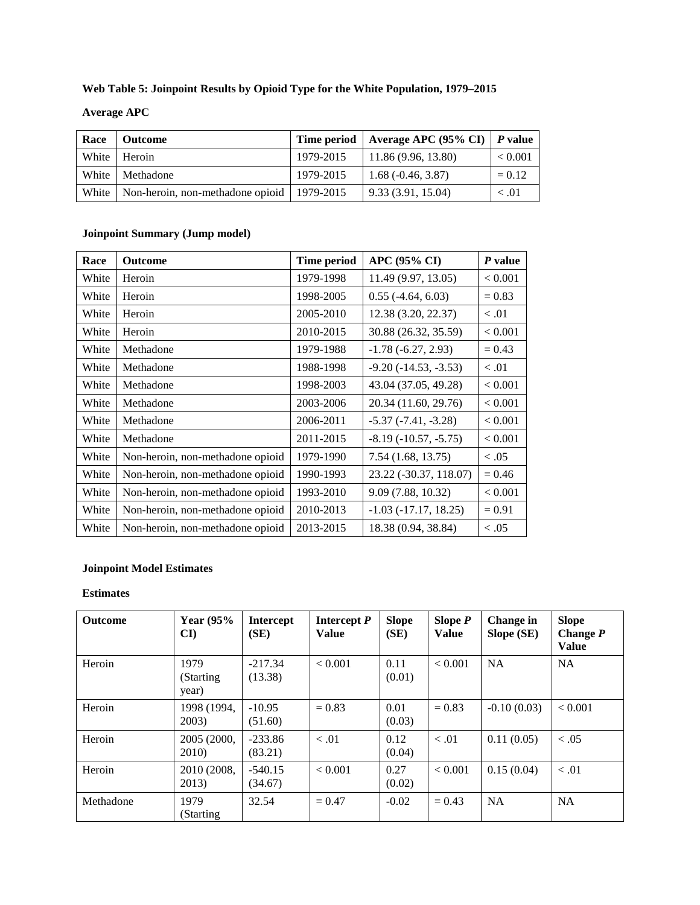**Web Table 5: Joinpoint Results by Opioid Type for the White Population, 1979–2015**

**Average APC**

| Race | Outcome | Time period | Average APC (95% CI) | *P* value |
|---|---|---|---|---|
| White | Heroin | 1979-2015 | 11.86 (9.96, 13.80) | < 0.001 |
| White | Methadone | 1979-2015 | 1.68 (-0.46, 3.87) | = 0.12 |
| White | Non-heroin, non-methadone opioid | 1979-2015 | 9.33 (3.91, 15.04) | < .01 |

**Joinpoint Summary (Jump model)**

| Race | Outcome | Time period | APC (95% CI) | *P* value |
|---|---|---|---|---|
| White | Heroin | 1979-1998 | 11.49 (9.97, 13.05) | < 0.001 |
| White | Heroin | 1998-2005 | 0.55 (-4.64, 6.03) | = 0.83 |
| White | Heroin | 2005-2010 | 12.38 (3.20, 22.37) | < .01 |
| White | Heroin | 2010-2015 | 30.88 (26.32, 35.59) | < 0.001 |
| White | Methadone | 1979-1988 | -1.78 (-6.27, 2.93) | = 0.43 |
| White | Methadone | 1988-1998 | -9.20 (-14.53, -3.53) | < .01 |
| White | Methadone | 1998-2003 | 43.04 (37.05, 49.28) | < 0.001 |
| White | Methadone | 2003-2006 | 20.34 (11.60, 29.76) | < 0.001 |
| White | Methadone | 2006-2011 | -5.37 (-7.41, -3.28) | < 0.001 |
| White | Methadone | 2011-2015 | -8.19 (-10.57, -5.75) | < 0.001 |
| White | Non-heroin, non-methadone opioid | 1979-1990 | 7.54 (1.68, 13.75) | < .05 |
| White | Non-heroin, non-methadone opioid | 1990-1993 | 23.22 (-30.37, 118.07) | = 0.46 |
| White | Non-heroin, non-methadone opioid | 1993-2010 | 9.09 (7.88, 10.32) | < 0.001 |
| White | Non-heroin, non-methadone opioid | 2010-2013 | -1.03 (-17.17, 18.25) | = 0.91 |
| White | Non-heroin, non-methadone opioid | 2013-2015 | 18.38 (0.94, 38.84) | < .05 |

**Joinpoint Model Estimates**

**Estimates**

| Outcome | Year (95% CI) | Intercept (SE) | Intercept *P* Value | Slope (SE) | Slope *P* Value | Change in Slope (SE) | Slope Change *P* Value |
|---|---|---|---|---|---|---|---|
| Heroin | 1979 (Starting year) | -217.34 (13.38) | < 0.001 | 0.11 (0.01) | < 0.001 | NA | NA |
| Heroin | 1998 (1994, 2003) | -10.95 (51.60) | = 0.83 | 0.01 (0.03) | = 0.83 | -0.10 (0.03) | < 0.001 |
| Heroin | 2005 (2000, 2010) | -233.86 (83.21) | < .01 | 0.12 (0.04) | < .01 | 0.11 (0.05) | < .05 |
| Heroin | 2010 (2008, 2013) | -540.15 (34.67) | < 0.001 | 0.27 (0.02) | < 0.001 | 0.15 (0.04) | < .01 |
| Methadone | 1979 (Starting | 32.54 | = 0.47 | -0.02 | = 0.43 | NA | NA |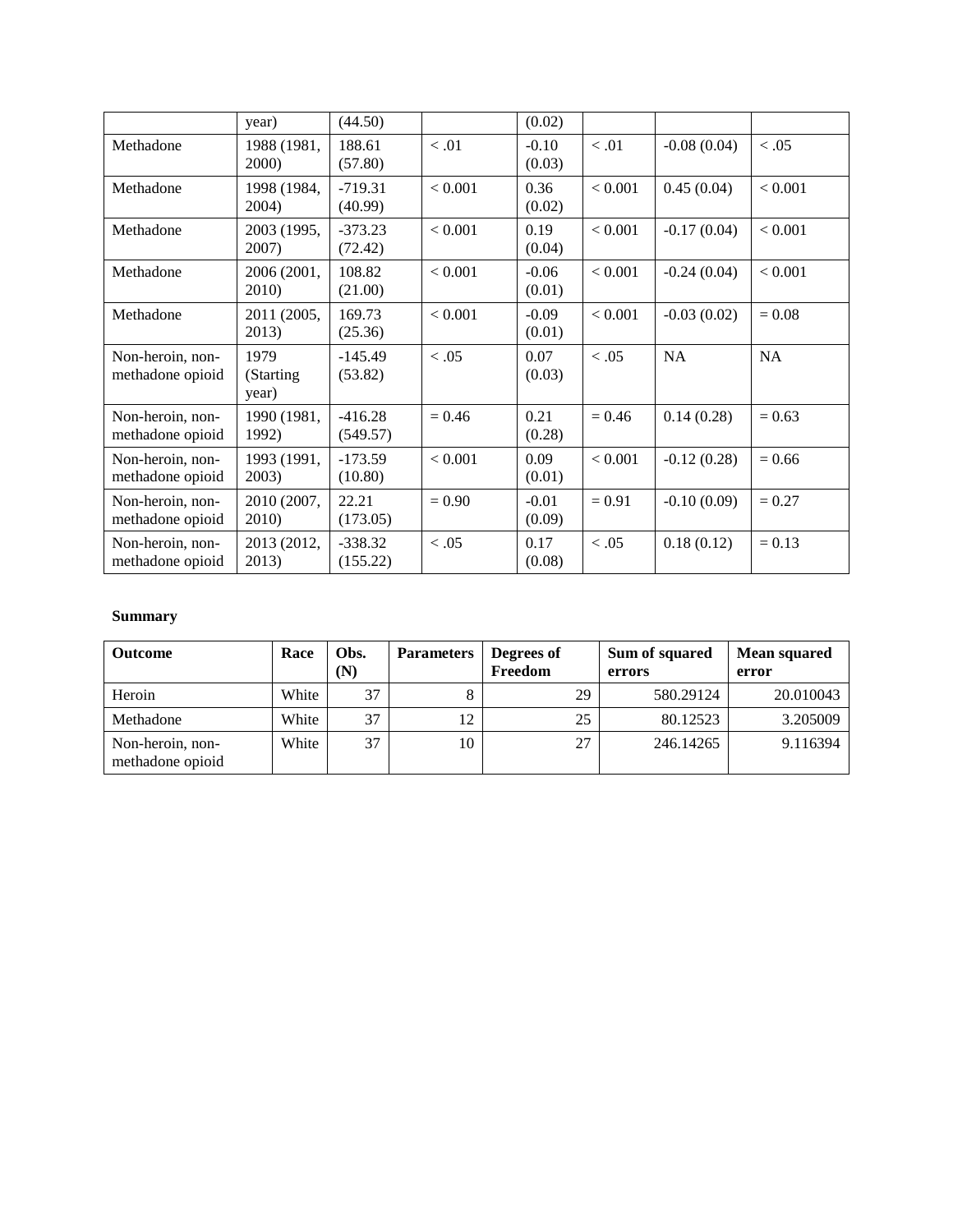| | year) | (44.50) | | (0.02) | | | |
|---|---|---|---|---|---|---|---|
| Methadone | 1988 (1981, 2000) | 188.61 (57.80) | < .01 | -0.10 (0.03) | < .01 | -0.08 (0.04) | < .05 |
| Methadone | 1998 (1984, 2004) | -719.31 (40.99) | < 0.001 | 0.36 (0.02) | < 0.001 | 0.45 (0.04) | < 0.001 |
| Methadone | 2003 (1995, 2007) | -373.23 (72.42) | < 0.001 | 0.19 (0.04) | < 0.001 | -0.17 (0.04) | < 0.001 |
| Methadone | 2006 (2001, 2010) | 108.82 (21.00) | < 0.001 | -0.06 (0.01) | < 0.001 | -0.24 (0.04) | < 0.001 |
| Methadone | 2011 (2005, 2013) | 169.73 (25.36) | < 0.001 | -0.09 (0.01) | < 0.001 | -0.03 (0.02) | = 0.08 |
| Non-heroin, non-methadone opioid | 1979 (Starting year) | -145.49 (53.82) | < .05 | 0.07 (0.03) | < .05 | NA | NA |
| Non-heroin, non-methadone opioid | 1990 (1981, 1992) | -416.28 (549.57) | = 0.46 | 0.21 (0.28) | = 0.46 | 0.14 (0.28) | = 0.63 |
| Non-heroin, non-methadone opioid | 1993 (1991, 2003) | -173.59 (10.80) | < 0.001 | 0.09 (0.01) | < 0.001 | -0.12 (0.28) | = 0.66 |
| Non-heroin, non-methadone opioid | 2010 (2007, 2010) | 22.21 (173.05) | = 0.90 | -0.01 (0.09) | = 0.91 | -0.10 (0.09) | = 0.27 |
| Non-heroin, non-methadone opioid | 2013 (2012, 2013) | -338.32 (155.22) | < .05 | 0.17 (0.08) | < .05 | 0.18 (0.12) | = 0.13 |

**Summary**

| Outcome | Race | Obs. (N) | Parameters | Degrees of Freedom | Sum of squared errors | Mean squared error |
|---|---|---|---|---|---|---|
| Heroin | White | 37 | 8 | 29 | 580.29124 | 20.010043 |
| Methadone | White | 37 | 12 | 25 | 80.12523 | 3.205009 |
| Non-heroin, non-methadone opioid | White | 37 | 10 | 27 | 246.14265 | 9.116394 |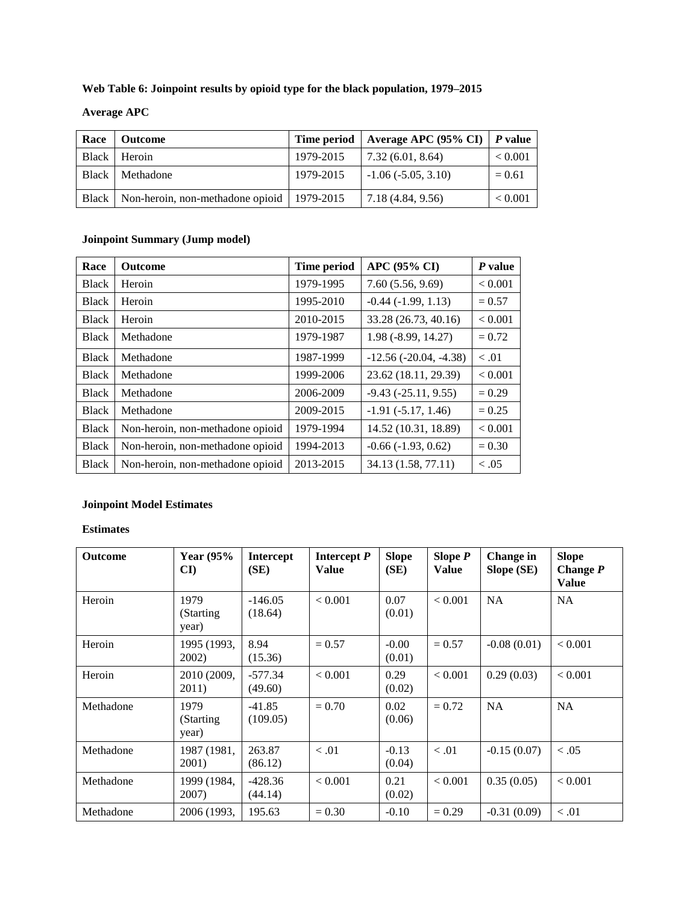**Web Table 6: Joinpoint results by opioid type for the black population, 1979–2015**

**Average APC**

| Race | Outcome | Time period | Average APC (95% CI) | *P* value |
|---|---|---|---|---|
| Black | Heroin | 1979-2015 | 7.32 (6.01, 8.64) | < 0.001 |
| Black | Methadone | 1979-2015 | -1.06 (-5.05, 3.10) | = 0.61 |
| Black | Non-heroin, non-methadone opioid | 1979-2015 | 7.18 (4.84, 9.56) | < 0.001 |

**Joinpoint Summary (Jump model)**

| Race | Outcome | Time period | APC (95% CI) | *P* value |
|---|---|---|---|---|
| Black | Heroin | 1979-1995 | 7.60 (5.56, 9.69) | < 0.001 |
| Black | Heroin | 1995-2010 | -0.44 (-1.99, 1.13) | = 0.57 |
| Black | Heroin | 2010-2015 | 33.28 (26.73, 40.16) | < 0.001 |
| Black | Methadone | 1979-1987 | 1.98 (-8.99, 14.27) | = 0.72 |
| Black | Methadone | 1987-1999 | -12.56 (-20.04, -4.38) | < .01 |
| Black | Methadone | 1999-2006 | 23.62 (18.11, 29.39) | < 0.001 |
| Black | Methadone | 2006-2009 | -9.43 (-25.11, 9.55) | = 0.29 |
| Black | Methadone | 2009-2015 | -1.91 (-5.17, 1.46) | = 0.25 |
| Black | Non-heroin, non-methadone opioid | 1979-1994 | 14.52 (10.31, 18.89) | < 0.001 |
| Black | Non-heroin, non-methadone opioid | 1994-2013 | -0.66 (-1.93, 0.62) | = 0.30 |
| Black | Non-heroin, non-methadone opioid | 2013-2015 | 34.13 (1.58, 77.11) | < .05 |

**Joinpoint Model Estimates**

**Estimates**

| Outcome | Year (95% CI) | Intercept (SE) | Intercept *P* Value | Slope (SE) | Slope *P* Value | Change in Slope (SE) | Slope Change *P* Value |
|---|---|---|---|---|---|---|---|
| Heroin | 1979 (Starting year) | -146.05 (18.64) | < 0.001 | 0.07 (0.01) | < 0.001 | NA | NA |
| Heroin | 1995 (1993, 2002) | 8.94 (15.36) | = 0.57 | -0.00 (0.01) | = 0.57 | -0.08 (0.01) | < 0.001 |
| Heroin | 2010 (2009, 2011) | -577.34 (49.60) | < 0.001 | 0.29 (0.02) | < 0.001 | 0.29 (0.03) | < 0.001 |
| Methadone | 1979 (Starting year) | -41.85 (109.05) | = 0.70 | 0.02 (0.06) | = 0.72 | NA | NA |
| Methadone | 1987 (1981, 2001) | 263.87 (86.12) | < .01 | -0.13 (0.04) | < .01 | -0.15 (0.07) | < .05 |
| Methadone | 1999 (1984, 2007) | -428.36 (44.14) | < 0.001 | 0.21 (0.02) | < 0.001 | 0.35 (0.05) | < 0.001 |
| Methadone | 2006 (1993, | 195.63 | = 0.30 | -0.10 | = 0.29 | -0.31 (0.09) | < .01 |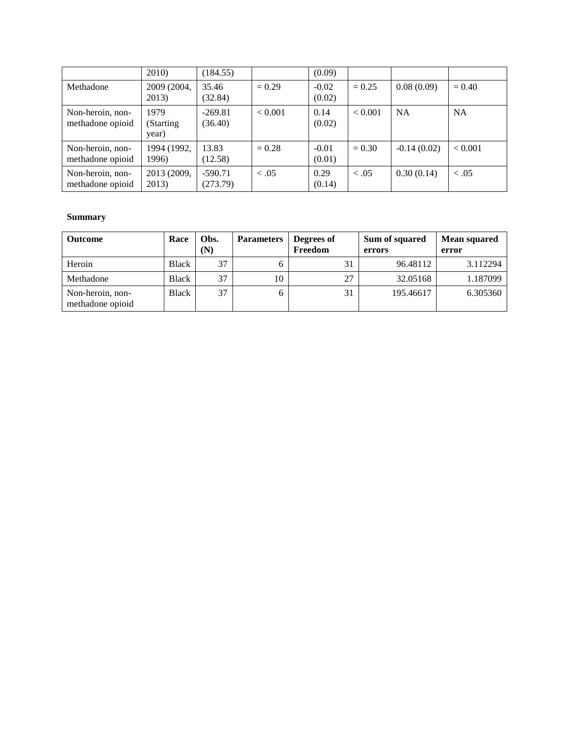| | 2010) | (184.55) | | (0.09) | | | |
|---|---|---|---|---|---|---|---|
| Methadone | 2009 (2004, 2013) | 35.46 (32.84) | = 0.29 | -0.02 (0.02) | = 0.25 | 0.08 (0.09) | = 0.40 |
| Non-heroin, non-methadone opioid | 1979 (Starting year) | -269.81 (36.40) | < 0.001 | 0.14 (0.02) | < 0.001 | NA | NA |
| Non-heroin, non-methadone opioid | 1994 (1992, 1996) | 13.83 (12.58) | = 0.28 | -0.01 (0.01) | = 0.30 | -0.14 (0.02) | < 0.001 |
| Non-heroin, non-methadone opioid | 2013 (2009, 2013) | -590.71 (273.79) | < .05 | 0.29 (0.14) | < .05 | 0.30 (0.14) | < .05 |

**Summary**

| **Outcome** | **Race** | **Obs. (N)** | **Parameters** | **Degrees of Freedom** | **Sum of squared errors** | **Mean squared error** |
|---|---|---|---|---|---|---|
| Heroin | Black | 37 | 6 | 31 | 96.48112 | 3.112294 |
| Methadone | Black | 37 | 10 | 27 | 32.05168 | 1.187099 |
| Non-heroin, non-methadone opioid | Black | 37 | 6 | 31 | 195.46617 | 6.305360 |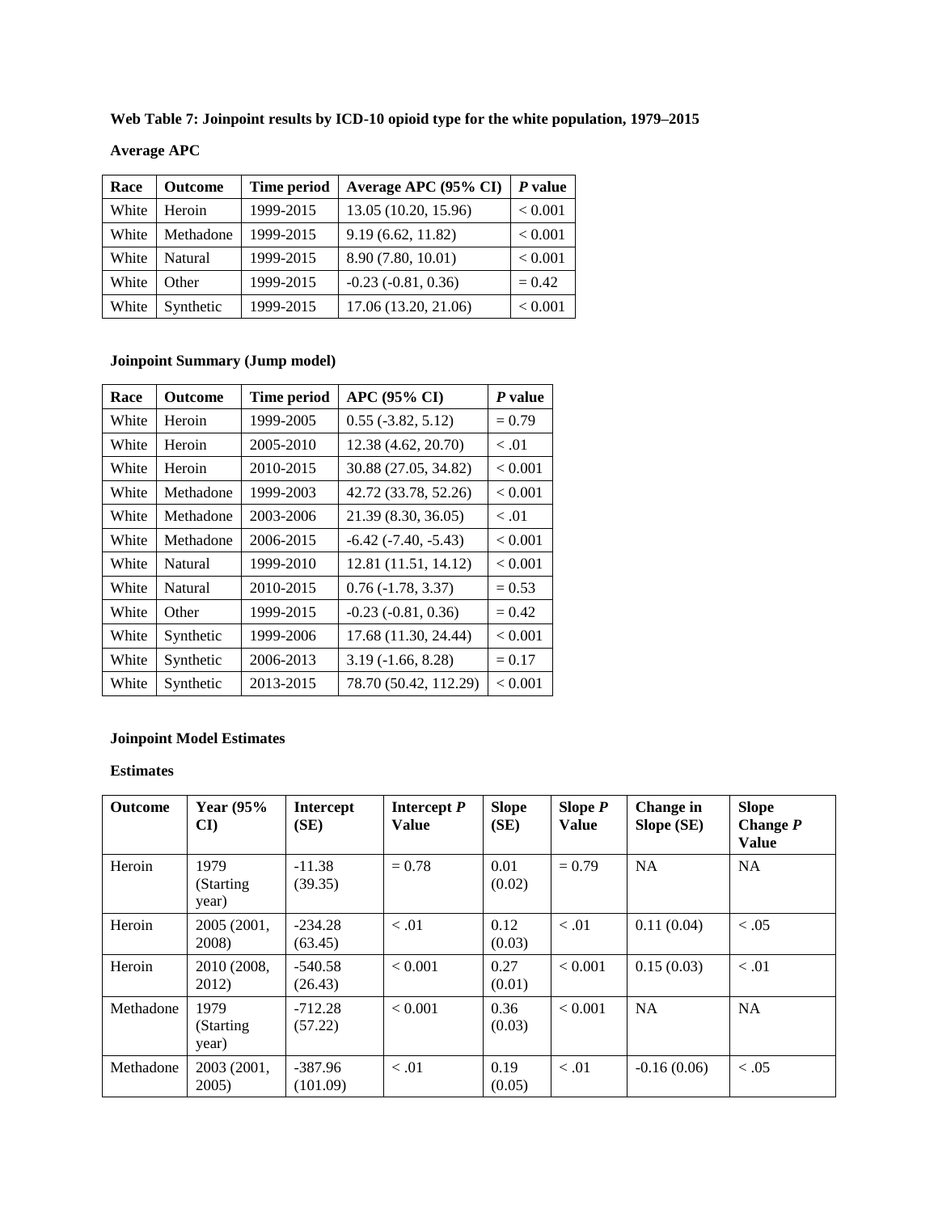**Web Table 7: Joinpoint results by ICD-10 opioid type for the white population, 1979–2015**

**Average APC**

| Race | Outcome | Time period | Average APC (95% CI) | *P* value |
|---|---|---|---|---|
| White | Heroin | 1999-2015 | 13.05 (10.20, 15.96) | < 0.001 |
| White | Methadone | 1999-2015 | 9.19 (6.62, 11.82) | < 0.001 |
| White | Natural | 1999-2015 | 8.90 (7.80, 10.01) | < 0.001 |
| White | Other | 1999-2015 | -0.23 (-0.81, 0.36) | = 0.42 |
| White | Synthetic | 1999-2015 | 17.06 (13.20, 21.06) | < 0.001 |

**Joinpoint Summary (Jump model)**

| Race | Outcome | Time period | APC (95% CI) | *P* value |
|---|---|---|---|---|
| White | Heroin | 1999-2005 | 0.55 (-3.82, 5.12) | = 0.79 |
| White | Heroin | 2005-2010 | 12.38 (4.62, 20.70) | < .01 |
| White | Heroin | 2010-2015 | 30.88 (27.05, 34.82) | < 0.001 |
| White | Methadone | 1999-2003 | 42.72 (33.78, 52.26) | < 0.001 |
| White | Methadone | 2003-2006 | 21.39 (8.30, 36.05) | < .01 |
| White | Methadone | 2006-2015 | -6.42 (-7.40, -5.43) | < 0.001 |
| White | Natural | 1999-2010 | 12.81 (11.51, 14.12) | < 0.001 |
| White | Natural | 2010-2015 | 0.76 (-1.78, 3.37) | = 0.53 |
| White | Other | 1999-2015 | -0.23 (-0.81, 0.36) | = 0.42 |
| White | Synthetic | 1999-2006 | 17.68 (11.30, 24.44) | < 0.001 |
| White | Synthetic | 2006-2013 | 3.19 (-1.66, 8.28) | = 0.17 |
| White | Synthetic | 2013-2015 | 78.70 (50.42, 112.29) | < 0.001 |

**Joinpoint Model Estimates**

**Estimates**

| Outcome | Year (95% CI) | Intercept (SE) | Intercept *P* Value | Slope (SE) | Slope *P* Value | Change in Slope (SE) | Slope Change *P* Value |
|---|---|---|---|---|---|---|---|
| Heroin | 1979 (Starting year) | -11.38 (39.35) | = 0.78 | 0.01 (0.02) | = 0.79 | NA | NA |
| Heroin | 2005 (2001, 2008) | -234.28 (63.45) | < .01 | 0.12 (0.03) | < .01 | 0.11 (0.04) | < .05 |
| Heroin | 2010 (2008, 2012) | -540.58 (26.43) | < 0.001 | 0.27 (0.01) | < 0.001 | 0.15 (0.03) | < .01 |
| Methadone | 1979 (Starting year) | -712.28 (57.22) | < 0.001 | 0.36 (0.03) | < 0.001 | NA | NA |
| Methadone | 2003 (2001, 2005) | -387.96 (101.09) | < .01 | 0.19 (0.05) | < .01 | -0.16 (0.06) | < .05 |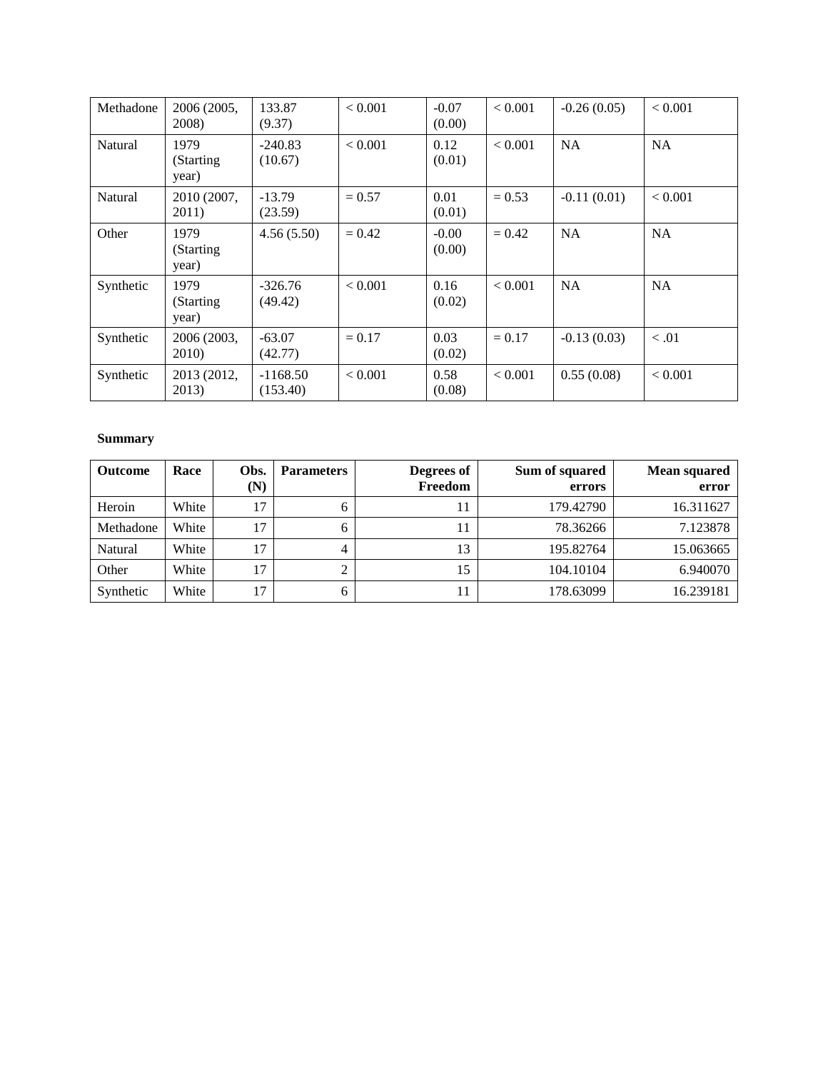| | | | | | | | |
|---|---|---|---|---|---|---|---|
| Methadone | 2006 (2005, 2008) | 133.87 (9.37) | < 0.001 | -0.07 (0.00) | < 0.001 | -0.26 (0.05) | < 0.001 |
| Natural | 1979 (Starting year) | -240.83 (10.67) | < 0.001 | 0.12 (0.01) | < 0.001 | NA | NA |
| Natural | 2010 (2007, 2011) | -13.79 (23.59) | = 0.57 | 0.01 (0.01) | = 0.53 | -0.11 (0.01) | < 0.001 |
| Other | 1979 (Starting year) | 4.56 (5.50) | = 0.42 | -0.00 (0.00) | = 0.42 | NA | NA |
| Synthetic | 1979 (Starting year) | -326.76 (49.42) | < 0.001 | 0.16 (0.02) | < 0.001 | NA | NA |
| Synthetic | 2006 (2003, 2010) | -63.07 (42.77) | = 0.17 | 0.03 (0.02) | = 0.17 | -0.13 (0.03) | < .01 |
| Synthetic | 2013 (2012, 2013) | -1168.50 (153.40) | < 0.001 | 0.58 (0.08) | < 0.001 | 0.55 (0.08) | < 0.001 |

**Summary**

| Outcome | Race | Obs. (N) | Parameters | Degrees of Freedom | Sum of squared errors | Mean squared error |
|---|---|---|---|---|---|---|
| Heroin | White | 17 | 6 | 11 | 179.42790 | 16.311627 |
| Methadone | White | 17 | 6 | 11 | 78.36266 | 7.123878 |
| Natural | White | 17 | 4 | 13 | 195.82764 | 15.063665 |
| Other | White | 17 | 2 | 15 | 104.10104 | 6.940070 |
| Synthetic | White | 17 | 6 | 11 | 178.63099 | 16.239181 |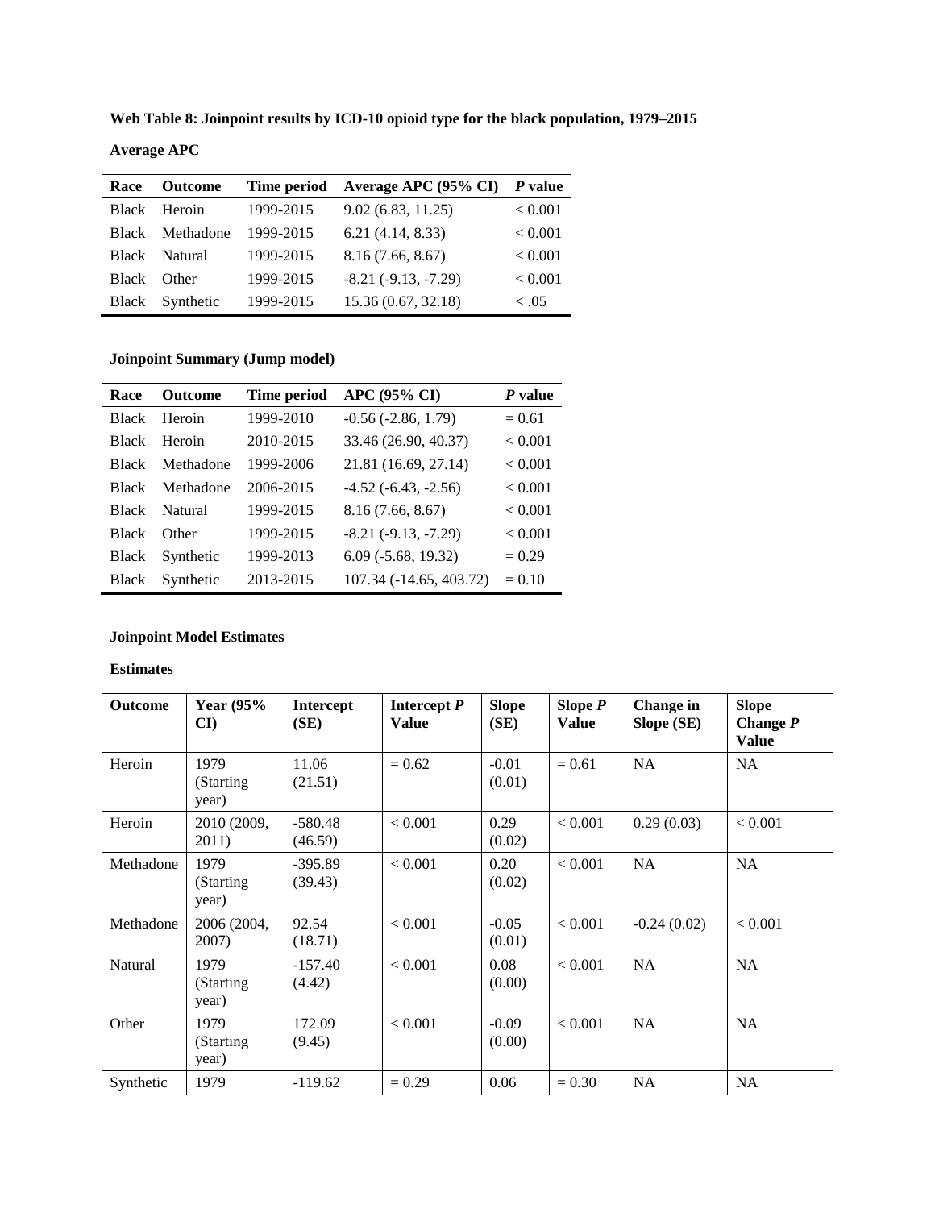**Web Table 8: Joinpoint results by ICD-10 opioid type for the black population, 1979–2015**

**Average APC**

| Race | Outcome | Time period | Average APC (95% CI) | *P* value |
|---|---|---|---|---|
| Black | Heroin | 1999-2015 | 9.02 (6.83, 11.25) | < 0.001 |
| Black | Methadone | 1999-2015 | 6.21 (4.14, 8.33) | < 0.001 |
| Black | Natural | 1999-2015 | 8.16 (7.66, 8.67) | < 0.001 |
| Black | Other | 1999-2015 | -8.21 (-9.13, -7.29) | < 0.001 |
| Black | Synthetic | 1999-2015 | 15.36 (0.67, 32.18) | < .05 |

**Joinpoint Summary (Jump model)**

| Race | Outcome | Time period | APC (95% CI) | *P* value |
|---|---|---|---|---|
| Black | Heroin | 1999-2010 | -0.56 (-2.86, 1.79) | = 0.61 |
| Black | Heroin | 2010-2015 | 33.46 (26.90, 40.37) | < 0.001 |
| Black | Methadone | 1999-2006 | 21.81 (16.69, 27.14) | < 0.001 |
| Black | Methadone | 2006-2015 | -4.52 (-6.43, -2.56) | < 0.001 |
| Black | Natural | 1999-2015 | 8.16 (7.66, 8.67) | < 0.001 |
| Black | Other | 1999-2015 | -8.21 (-9.13, -7.29) | < 0.001 |
| Black | Synthetic | 1999-2013 | 6.09 (-5.68, 19.32) | = 0.29 |
| Black | Synthetic | 2013-2015 | 107.34 (-14.65, 403.72) | = 0.10 |

**Joinpoint Model Estimates**

**Estimates**

| Outcome | Year (95% CI) | Intercept (SE) | Intercept *P* Value | Slope (SE) | Slope *P* Value | Change in Slope (SE) | Slope Change *P* Value |
|---|---|---|---|---|---|---|---|
| Heroin | 1979 (Starting year) | 11.06 (21.51) | = 0.62 | -0.01 (0.01) | = 0.61 | NA | NA |
| Heroin | 2010 (2009, 2011) | -580.48 (46.59) | < 0.001 | 0.29 (0.02) | < 0.001 | 0.29 (0.03) | < 0.001 |
| Methadone | 1979 (Starting year) | -395.89 (39.43) | < 0.001 | 0.20 (0.02) | < 0.001 | NA | NA |
| Methadone | 2006 (2004, 2007) | 92.54 (18.71) | < 0.001 | -0.05 (0.01) | < 0.001 | -0.24 (0.02) | < 0.001 |
| Natural | 1979 (Starting year) | -157.40 (4.42) | < 0.001 | 0.08 (0.00) | < 0.001 | NA | NA |
| Other | 1979 (Starting year) | 172.09 (9.45) | < 0.001 | -0.09 (0.00) | < 0.001 | NA | NA |
| Synthetic | 1979 | -119.62 | = 0.29 | 0.06 | = 0.30 | NA | NA |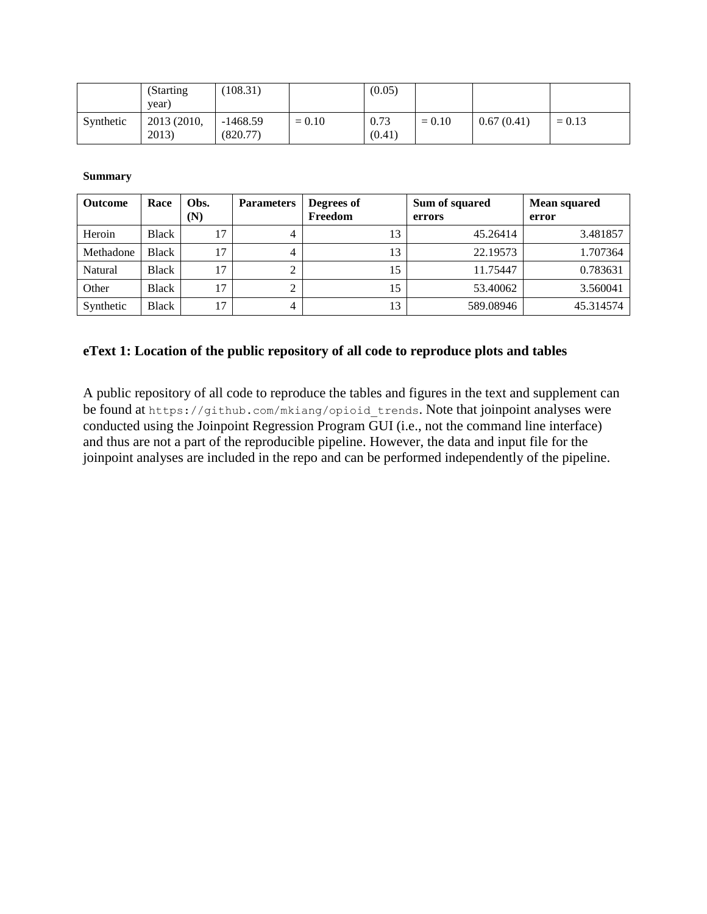| | | | | | | | |
|---|---|---|---|---|---|---|---|
| | (Starting year) | (108.31) | | (0.05) | | | |
| Synthetic | 2013 (2010, 2013) | -1468.59 (820.77) | = 0.10 | 0.73 (0.41) | = 0.10 | 0.67 (0.41) | = 0.13 |

**Summary**

| Outcome | Race | Obs. (N) | Parameters | Degrees of Freedom | Sum of squared errors | Mean squared error |
|---|---|---|---|---|---|---|
| Heroin | Black | 17 | 4 | 13 | 45.26414 | 3.481857 |
| Methadone | Black | 17 | 4 | 13 | 22.19573 | 1.707364 |
| Natural | Black | 17 | 2 | 15 | 11.75447 | 0.783631 |
| Other | Black | 17 | 2 | 15 | 53.40062 | 3.560041 |
| Synthetic | Black | 17 | 4 | 13 | 589.08946 | 45.314574 |

### eText 1: Location of the public repository of all code to reproduce plots and tables

A public repository of all code to reproduce the tables and figures in the text and supplement can be found at `https://github.com/mkiang/opioid_trends`. Note that joinpoint analyses were conducted using the Joinpoint Regression Program GUI (i.e., not the command line interface) and thus are not a part of the reproducible pipeline. However, the data and input file for the joinpoint analyses are included in the repo and can be performed independently of the pipeline.